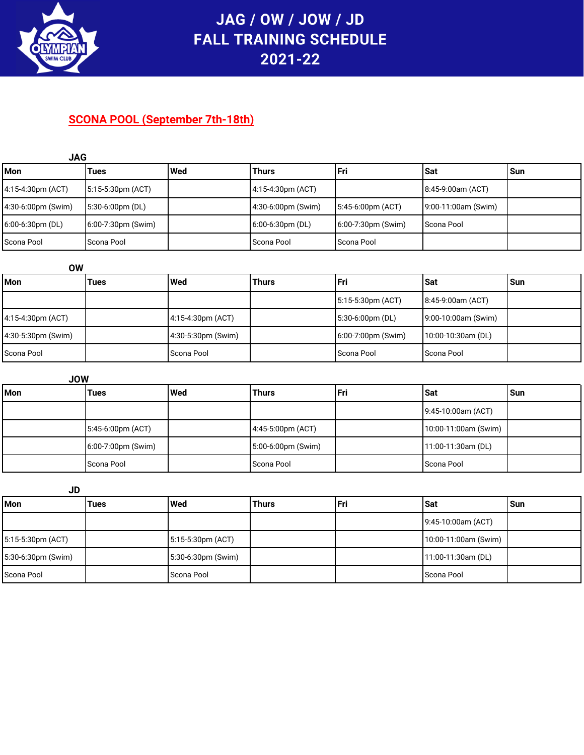# JAG / OW / JOW / JD FALL TRAINING SCHEDULE 2021-22

## SCONA POOL (September 7th-18th)

### JAG

| Mon | Tues | Wed | Thurs | Fri | Sat | Sun |
|---|---|---|---|---|---|---|
| 4:15-4:30pm (ACT) | 5:15-5:30pm (ACT) | | 4:15-4:30pm (ACT) | | 8:45-9:00am (ACT) | |
| 4:30-6:00pm (Swim) | 5:30-6:00pm (DL) | | 4:30-6:00pm (Swim) | 5:45-6:00pm (ACT) | 9:00-11:00am (Swim) | |
| 6:00-6:30pm (DL) | 6:00-7:30pm (Swim) | | 6:00-6:30pm (DL) | 6:00-7:30pm (Swim) | Scona Pool | |
| Scona Pool | Scona Pool | | Scona Pool | Scona Pool | | |

### OW

| Mon | Tues | Wed | Thurs | Fri | Sat | Sun |
|---|---|---|---|---|---|---|
| | | | | 5:15-5:30pm (ACT) | 8:45-9:00am (ACT) | |
| 4:15-4:30pm (ACT) | | 4:15-4:30pm (ACT) | | 5:30-6:00pm (DL) | 9:00-10:00am (Swim) | |
| 4:30-5:30pm (Swim) | | 4:30-5:30pm (Swim) | | 6:00-7:00pm (Swim) | 10:00-10:30am (DL) | |
| Scona Pool | | Scona Pool | | Scona Pool | Scona Pool | |

### JOW

| Mon | Tues | Wed | Thurs | Fri | Sat | Sun |
|---|---|---|---|---|---|---|
| | | | | | 9:45-10:00am (ACT) | |
| | 5:45-6:00pm (ACT) | | 4:45-5:00pm (ACT) | | 10:00-11:00am (Swim) | |
| | 6:00-7:00pm (Swim) | | 5:00-6:00pm (Swim) | | 11:00-11:30am (DL) | |
| | Scona Pool | | Scona Pool | | Scona Pool | |

### JD

| Mon | Tues | Wed | Thurs | Fri | Sat | Sun |
|---|---|---|---|---|---|---|
| | | | | | 9:45-10:00am (ACT) | |
| 5:15-5:30pm (ACT) | | 5:15-5:30pm (ACT) | | | 10:00-11:00am (Swim) | |
| 5:30-6:30pm (Swim) | | 5:30-6:30pm (Swim) | | | 11:00-11:30am (DL) | |
| Scona Pool | | Scona Pool | | | Scona Pool | |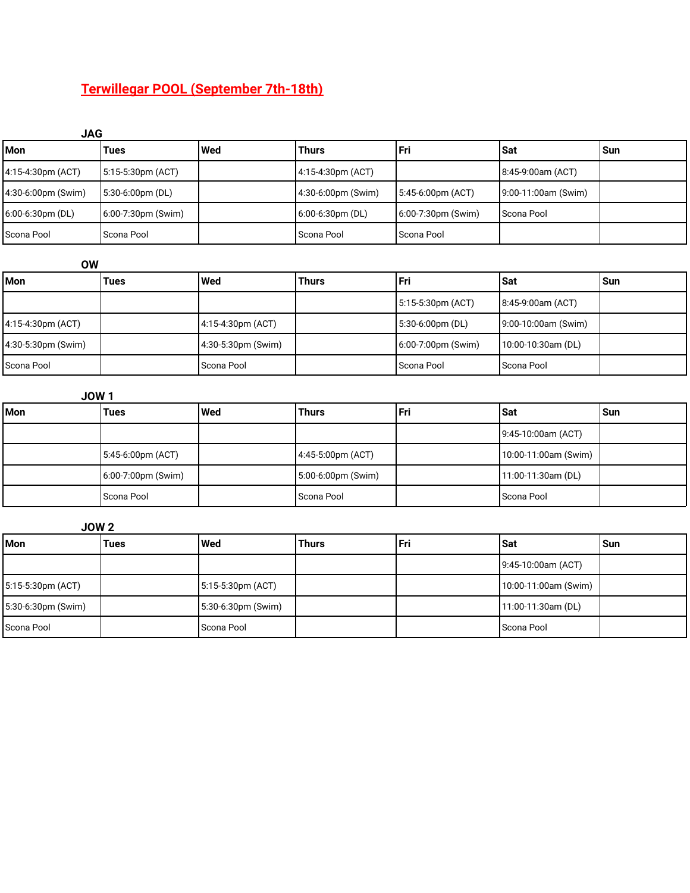# Terwillegar POOL (September 7th-18th)

**JAG**

| Mon | Tues | Wed | Thurs | Fri | Sat | Sun |
|---|---|---|---|---|---|---|
| 4:15-4:30pm (ACT) | 5:15-5:30pm (ACT) | | 4:15-4:30pm (ACT) | | 8:45-9:00am (ACT) | |
| 4:30-6:00pm (Swim) | 5:30-6:00pm (DL) | | 4:30-6:00pm (Swim) | 5:45-6:00pm (ACT) | 9:00-11:00am (Swim) | |
| 6:00-6:30pm (DL) | 6:00-7:30pm (Swim) | | 6:00-6:30pm (DL) | 6:00-7:30pm (Swim) | Scona Pool | |
| Scona Pool | Scona Pool | | Scona Pool | Scona Pool | | |

**OW**

| Mon | Tues | Wed | Thurs | Fri | Sat | Sun |
|---|---|---|---|---|---|---|
| | | | | 5:15-5:30pm (ACT) | 8:45-9:00am (ACT) | |
| 4:15-4:30pm (ACT) | | 4:15-4:30pm (ACT) | | 5:30-6:00pm (DL) | 9:00-10:00am (Swim) | |
| 4:30-5:30pm (Swim) | | 4:30-5:30pm (Swim) | | 6:00-7:00pm (Swim) | 10:00-10:30am (DL) | |
| Scona Pool | | Scona Pool | | Scona Pool | Scona Pool | |

**JOW 1**

| Mon | Tues | Wed | Thurs | Fri | Sat | Sun |
|---|---|---|---|---|---|---|
| | | | | | 9:45-10:00am (ACT) | |
| | 5:45-6:00pm (ACT) | | 4:45-5:00pm (ACT) | | 10:00-11:00am (Swim) | |
| | 6:00-7:00pm (Swim) | | 5:00-6:00pm (Swim) | | 11:00-11:30am (DL) | |
| | Scona Pool | | Scona Pool | | Scona Pool | |

**JOW 2**

| Mon | Tues | Wed | Thurs | Fri | Sat | Sun |
|---|---|---|---|---|---|---|
| | | | | | 9:45-10:00am (ACT) | |
| 5:15-5:30pm (ACT) | | 5:15-5:30pm (ACT) | | | 10:00-11:00am (Swim) | |
| 5:30-6:30pm (Swim) | | 5:30-6:30pm (Swim) | | | 11:00-11:30am (DL) | |
| Scona Pool | | Scona Pool | | | Scona Pool | |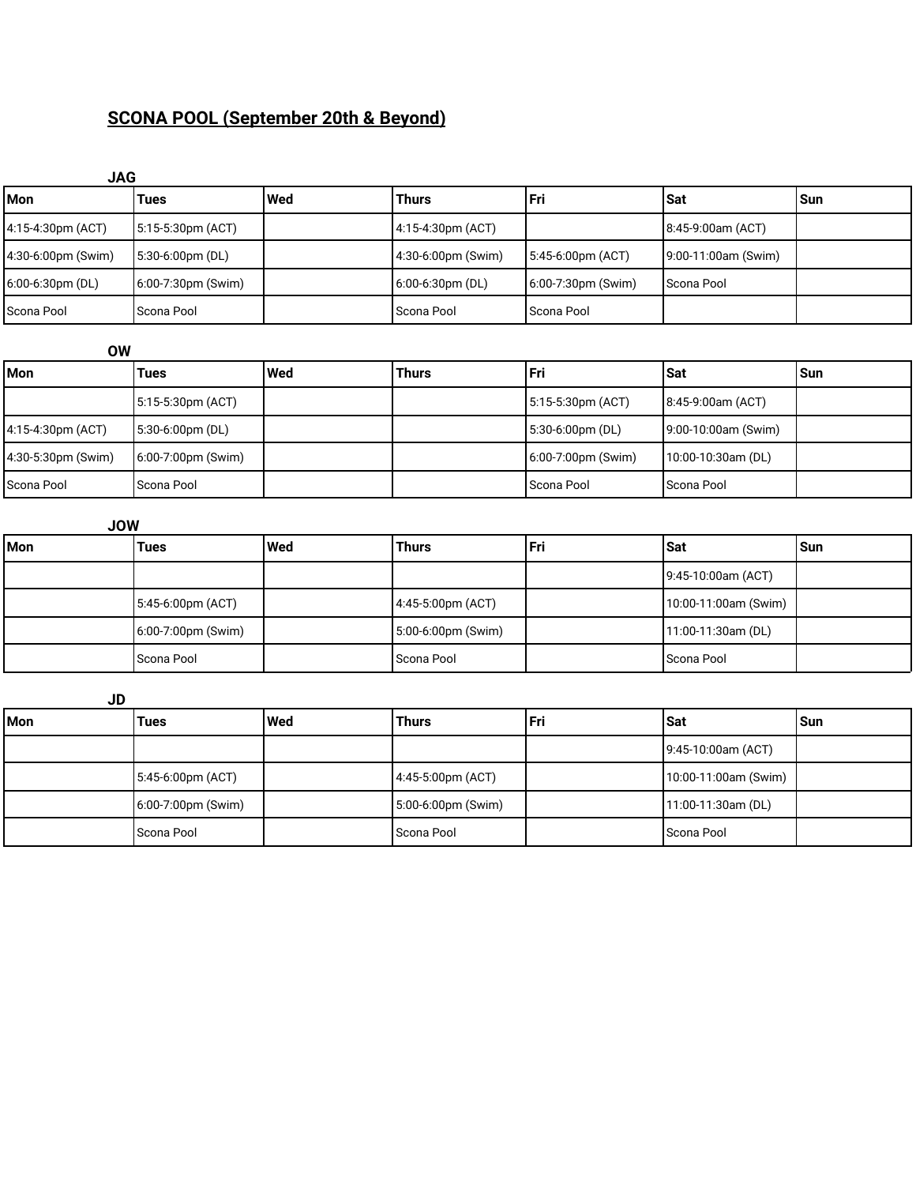## SCONA POOL (September 20th & Beyond)

### JAG

| Mon | Tues | Wed | Thurs | Fri | Sat | Sun |
|---|---|---|---|---|---|---|
| 4:15-4:30pm (ACT) | 5:15-5:30pm (ACT) | | 4:15-4:30pm (ACT) | | 8:45-9:00am (ACT) | |
| 4:30-6:00pm (Swim) | 5:30-6:00pm (DL) | | 4:30-6:00pm (Swim) | 5:45-6:00pm (ACT) | 9:00-11:00am (Swim) | |
| 6:00-6:30pm (DL) | 6:00-7:30pm (Swim) | | 6:00-6:30pm (DL) | 6:00-7:30pm (Swim) | Scona Pool | |
| Scona Pool | Scona Pool | | Scona Pool | Scona Pool | | |

### OW

| Mon | Tues | Wed | Thurs | Fri | Sat | Sun |
|---|---|---|---|---|---|---|
| | 5:15-5:30pm (ACT) | | | 5:15-5:30pm (ACT) | 8:45-9:00am (ACT) | |
| 4:15-4:30pm (ACT) | 5:30-6:00pm (DL) | | | 5:30-6:00pm (DL) | 9:00-10:00am (Swim) | |
| 4:30-5:30pm (Swim) | 6:00-7:00pm (Swim) | | | 6:00-7:00pm (Swim) | 10:00-10:30am (DL) | |
| Scona Pool | Scona Pool | | | Scona Pool | Scona Pool | |

### JOW

| Mon | Tues | Wed | Thurs | Fri | Sat | Sun |
|---|---|---|---|---|---|---|
| | | | | | 9:45-10:00am (ACT) | |
| | 5:45-6:00pm (ACT) | | 4:45-5:00pm (ACT) | | 10:00-11:00am (Swim) | |
| | 6:00-7:00pm (Swim) | | 5:00-6:00pm (Swim) | | 11:00-11:30am (DL) | |
| | Scona Pool | | Scona Pool | | Scona Pool | |

### JD

| Mon | Tues | Wed | Thurs | Fri | Sat | Sun |
|---|---|---|---|---|---|---|
| | | | | | 9:45-10:00am (ACT) | |
| | 5:45-6:00pm (ACT) | | 4:45-5:00pm (ACT) | | 10:00-11:00am (Swim) | |
| | 6:00-7:00pm (Swim) | | 5:00-6:00pm (Swim) | | 11:00-11:30am (DL) | |
| | Scona Pool | | Scona Pool | | Scona Pool | |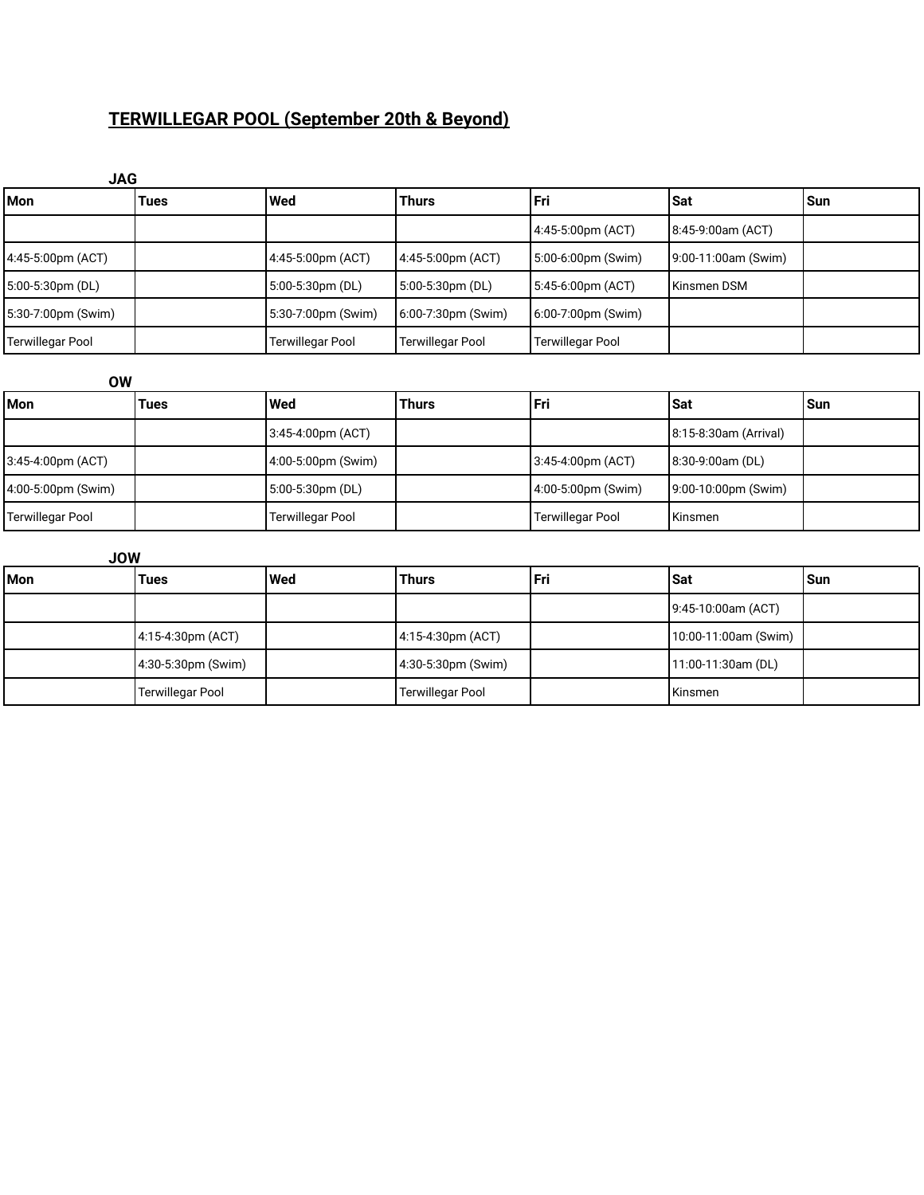## TERWILLEGAR POOL (September 20th & Beyond)

**JAG**

| Mon | Tues | Wed | Thurs | Fri | Sat | Sun |
|---|---|---|---|---|---|---|
| | | | | 4:45-5:00pm (ACT) | 8:45-9:00am (ACT) | |
| 4:45-5:00pm (ACT) | | 4:45-5:00pm (ACT) | 4:45-5:00pm (ACT) | 5:00-6:00pm (Swim) | 9:00-11:00am (Swim) | |
| 5:00-5:30pm (DL) | | 5:00-5:30pm (DL) | 5:00-5:30pm (DL) | 5:45-6:00pm (ACT) | Kinsmen DSM | |
| 5:30-7:00pm (Swim) | | 5:30-7:00pm (Swim) | 6:00-7:30pm (Swim) | 6:00-7:00pm (Swim) | | |
| Terwillegar Pool | | Terwillegar Pool | Terwillegar Pool | Terwillegar Pool | | |

**OW**

| Mon | Tues | Wed | Thurs | Fri | Sat | Sun |
|---|---|---|---|---|---|---|
| | | 3:45-4:00pm (ACT) | | | 8:15-8:30am (Arrival) | |
| 3:45-4:00pm (ACT) | | 4:00-5:00pm (Swim) | | 3:45-4:00pm (ACT) | 8:30-9:00am (DL) | |
| 4:00-5:00pm (Swim) | | 5:00-5:30pm (DL) | | 4:00-5:00pm (Swim) | 9:00-10:00pm (Swim) | |
| Terwillegar Pool | | Terwillegar Pool | | Terwillegar Pool | Kinsmen | |

**JOW**

| Mon | Tues | Wed | Thurs | Fri | Sat | Sun |
|---|---|---|---|---|---|---|
| | | | | | 9:45-10:00am (ACT) | |
| | 4:15-4:30pm (ACT) | | 4:15-4:30pm (ACT) | | 10:00-11:00am (Swim) | |
| | 4:30-5:30pm (Swim) | | 4:30-5:30pm (Swim) | | 11:00-11:30am (DL) | |
| | Terwillegar Pool | | Terwillegar Pool | | Kinsmen | |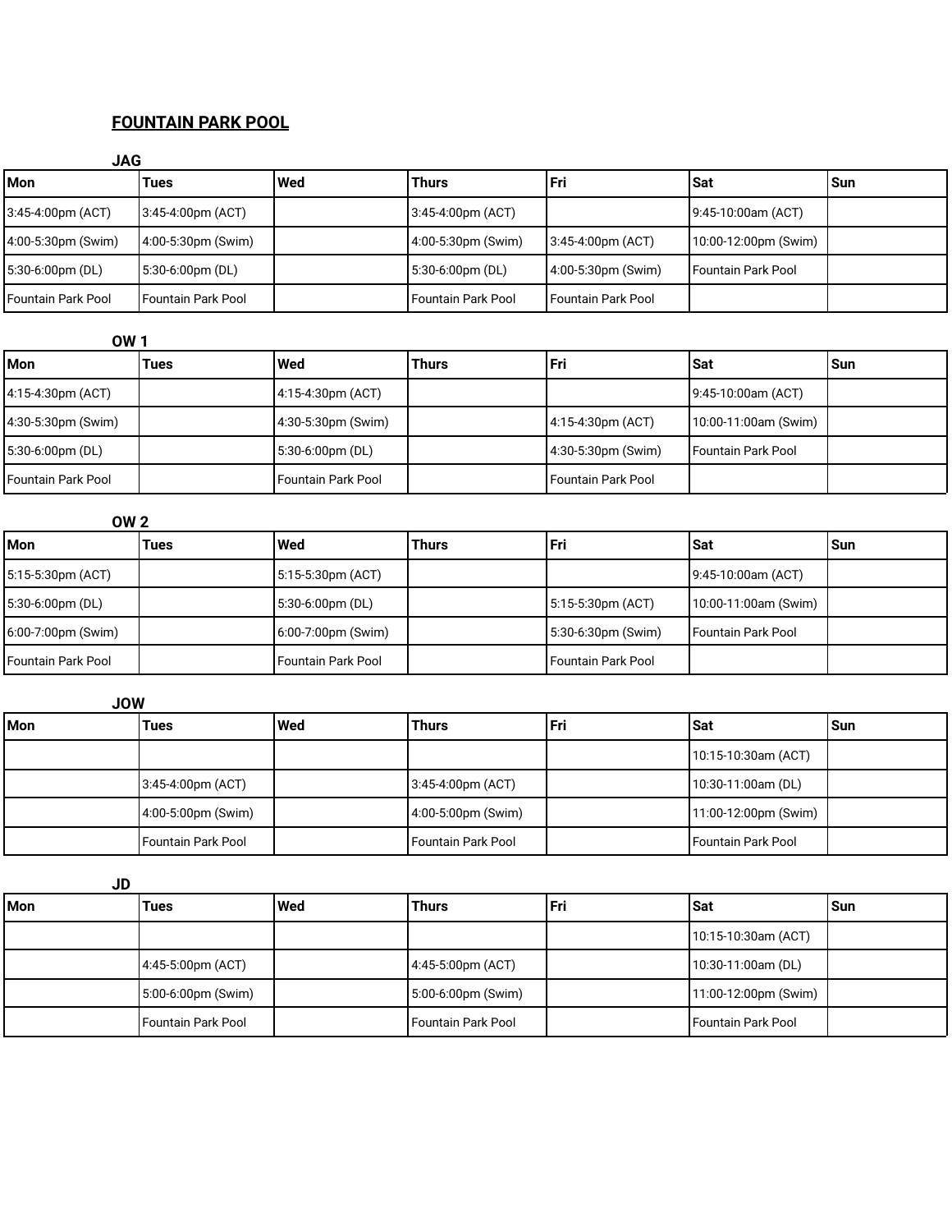# FOUNTAIN PARK POOL

### JAG

| Mon | Tues | Wed | Thurs | Fri | Sat | Sun |
|---|---|---|---|---|---|---|
| 3:45-4:00pm (ACT) | 3:45-4:00pm (ACT) | | 3:45-4:00pm (ACT) | | 9:45-10:00am (ACT) | |
| 4:00-5:30pm (Swim) | 4:00-5:30pm (Swim) | | 4:00-5:30pm (Swim) | 3:45-4:00pm (ACT) | 10:00-12:00pm (Swim) | |
| 5:30-6:00pm (DL) | 5:30-6:00pm (DL) | | 5:30-6:00pm (DL) | 4:00-5:30pm (Swim) | Fountain Park Pool | |
| Fountain Park Pool | Fountain Park Pool | | Fountain Park Pool | Fountain Park Pool | | |

### OW 1

| Mon | Tues | Wed | Thurs | Fri | Sat | Sun |
|---|---|---|---|---|---|---|
| 4:15-4:30pm (ACT) | | 4:15-4:30pm (ACT) | | | 9:45-10:00am (ACT) | |
| 4:30-5:30pm (Swim) | | 4:30-5:30pm (Swim) | | 4:15-4:30pm (ACT) | 10:00-11:00am (Swim) | |
| 5:30-6:00pm (DL) | | 5:30-6:00pm (DL) | | 4:30-5:30pm (Swim) | Fountain Park Pool | |
| Fountain Park Pool | | Fountain Park Pool | | Fountain Park Pool | | |

### OW 2

| Mon | Tues | Wed | Thurs | Fri | Sat | Sun |
|---|---|---|---|---|---|---|
| 5:15-5:30pm (ACT) | | 5:15-5:30pm (ACT) | | | 9:45-10:00am (ACT) | |
| 5:30-6:00pm (DL) | | 5:30-6:00pm (DL) | | 5:15-5:30pm (ACT) | 10:00-11:00am (Swim) | |
| 6:00-7:00pm (Swim) | | 6:00-7:00pm (Swim) | | 5:30-6:30pm (Swim) | Fountain Park Pool | |
| Fountain Park Pool | | Fountain Park Pool | | Fountain Park Pool | | |

### JOW

| Mon | Tues | Wed | Thurs | Fri | Sat | Sun |
|---|---|---|---|---|---|---|
| | | | | | 10:15-10:30am (ACT) | |
| | 3:45-4:00pm (ACT) | | 3:45-4:00pm (ACT) | | 10:30-11:00am (DL) | |
| | 4:00-5:00pm (Swim) | | 4:00-5:00pm (Swim) | | 11:00-12:00pm (Swim) | |
| | Fountain Park Pool | | Fountain Park Pool | | Fountain Park Pool | |

### JD

| Mon | Tues | Wed | Thurs | Fri | Sat | Sun |
|---|---|---|---|---|---|---|
| | | | | | 10:15-10:30am (ACT) | |
| | 4:45-5:00pm (ACT) | | 4:45-5:00pm (ACT) | | 10:30-11:00am (DL) | |
| | 5:00-6:00pm (Swim) | | 5:00-6:00pm (Swim) | | 11:00-12:00pm (Swim) | |
| | Fountain Park Pool | | Fountain Park Pool | | Fountain Park Pool | |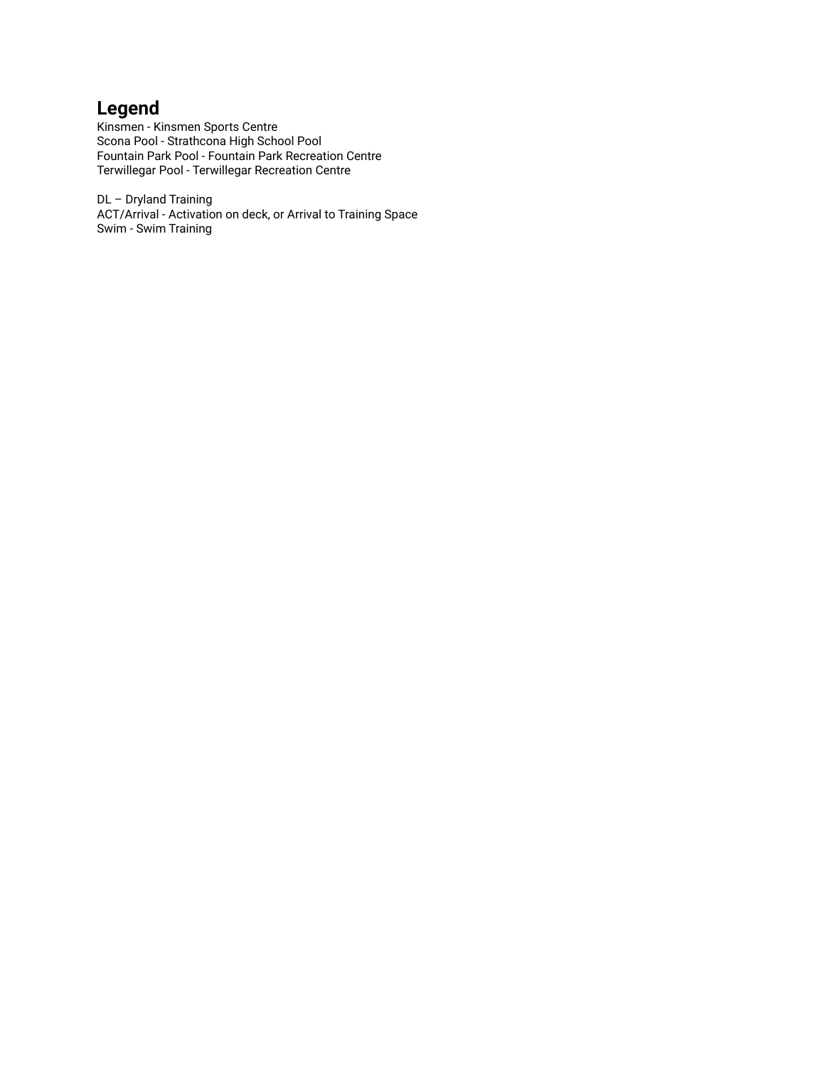## Legend

Kinsmen - Kinsmen Sports Centre
Scona Pool - Strathcona High School Pool
Fountain Park Pool - Fountain Park Recreation Centre
Terwillegar Pool - Terwillegar Recreation Centre

DL – Dryland Training
ACT/Arrival - Activation on deck, or Arrival to Training Space
Swim - Swim Training